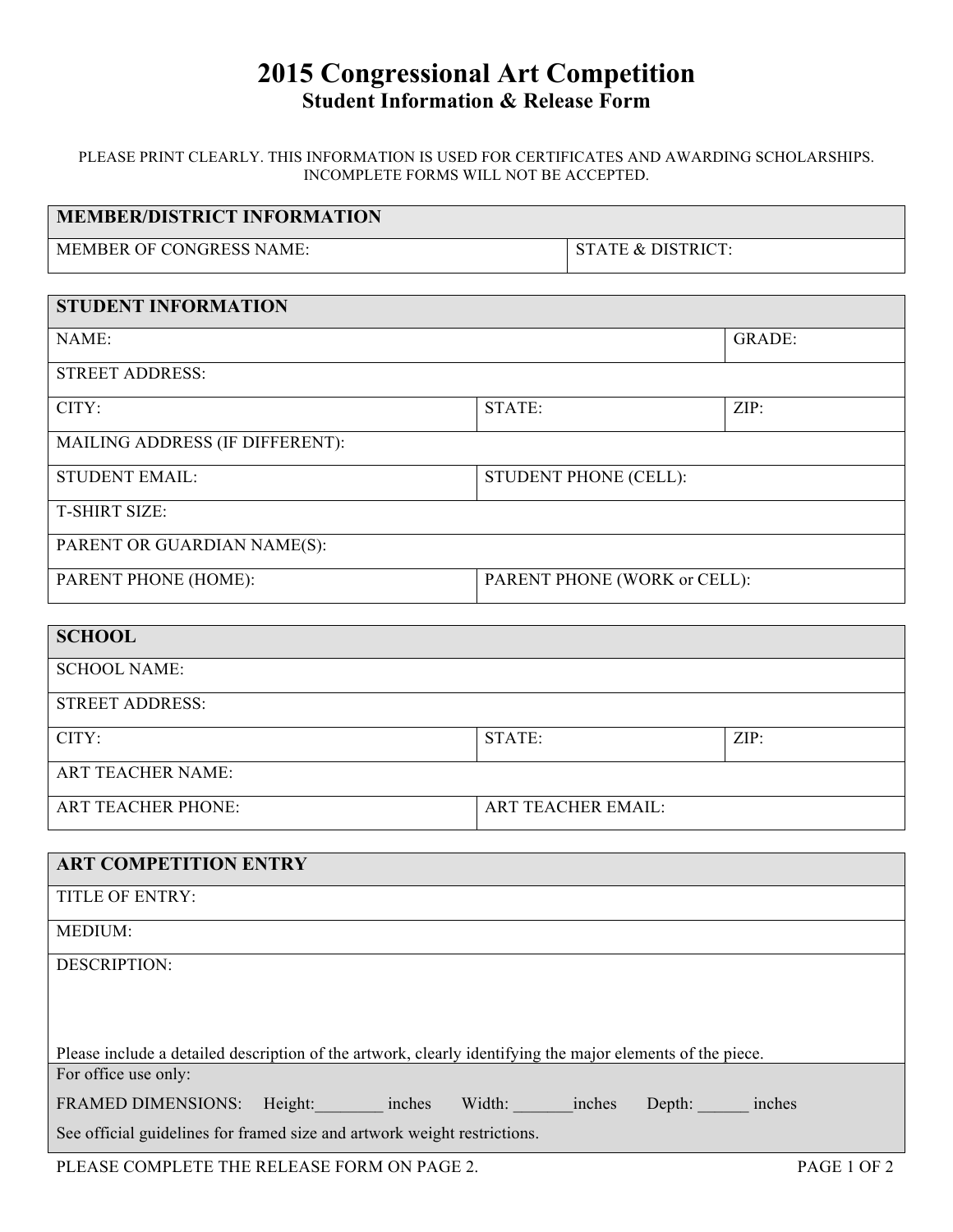# 2015 Congressional Art Competition

## Student Information & Release Form

PLEASE PRINT CLEARLY. THIS INFORMATION IS USED FOR CERTIFICATES AND AWARDING SCHOLARSHIPS. INCOMPLETE FORMS WILL NOT BE ACCEPTED.

| MEMBER/DISTRICT INFORMATION | |
|---|---|
| MEMBER OF CONGRESS NAME: | STATE & DISTRICT: |

| STUDENT INFORMATION | | |
|---|---|---|
| NAME: | | GRADE: |
| STREET ADDRESS: | | |
| CITY: | STATE: | ZIP: |
| MAILING ADDRESS (IF DIFFERENT): | | |
| STUDENT EMAIL: | STUDENT PHONE (CELL): | |
| T-SHIRT SIZE: | | |
| PARENT OR GUARDIAN NAME(S): | | |
| PARENT PHONE (HOME): | PARENT PHONE (WORK or CELL): | |

| SCHOOL | | |
|---|---|---|
| SCHOOL NAME: | | |
| STREET ADDRESS: | | |
| CITY: | STATE: | ZIP: |
| ART TEACHER NAME: | | |
| ART TEACHER PHONE: | ART TEACHER EMAIL: | |

| ART COMPETITION ENTRY |
|---|
| TITLE OF ENTRY: |
| MEDIUM: |
| DESCRIPTION: <br><br><br>Please include a detailed description of the artwork, clearly identifying the major elements of the piece. |
| For office use only:<br>FRAMED DIMENSIONS: Height:________ inches Width: _______inches Depth: ______ inches<br>See official guidelines for framed size and artwork weight restrictions. |

PLEASE COMPLETE THE RELEASE FORM ON PAGE 2.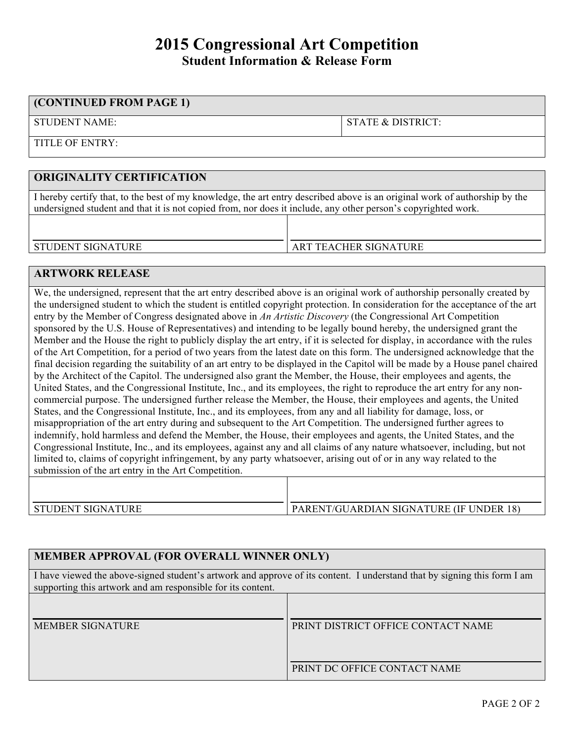# 2015 Congressional Art Competition

## Student Information & Release Form

| (CONTINUED FROM PAGE 1) | |
|---|---|
| STUDENT NAME: | STATE & DISTRICT: |
| TITLE OF ENTRY: | |

### ORIGINALITY CERTIFICATION

I hereby certify that, to the best of my knowledge, the art entry described above is an original work of authorship by the undersigned student and that it is not copied from, nor does it include, any other person's copyrighted work.

| | |
|---|---|
| STUDENT SIGNATURE | ART TEACHER SIGNATURE |

### ARTWORK RELEASE

We, the undersigned, represent that the art entry described above is an original work of authorship personally created by the undersigned student to which the student is entitled copyright protection. In consideration for the acceptance of the art entry by the Member of Congress designated above in *An Artistic Discovery* (the Congressional Art Competition sponsored by the U.S. House of Representatives) and intending to be legally bound hereby, the undersigned grant the Member and the House the right to publicly display the art entry, if it is selected for display, in accordance with the rules of the Art Competition, for a period of two years from the latest date on this form. The undersigned acknowledge that the final decision regarding the suitability of an art entry to be displayed in the Capitol will be made by a House panel chaired by the Architect of the Capitol. The undersigned also grant the Member, the House, their employees and agents, the United States, and the Congressional Institute, Inc., and its employees, the right to reproduce the art entry for any non-commercial purpose. The undersigned further release the Member, the House, their employees and agents, the United States, and the Congressional Institute, Inc., and its employees, from any and all liability for damage, loss, or misappropriation of the art entry during and subsequent to the Art Competition. The undersigned further agrees to indemnify, hold harmless and defend the Member, the House, their employees and agents, the United States, and the Congressional Institute, Inc., and its employees, against any and all claims of any nature whatsoever, including, but not limited to, claims of copyright infringement, by any party whatsoever, arising out of or in any way related to the submission of the art entry in the Art Competition.

| | |
|---|---|
| STUDENT SIGNATURE | PARENT/GUARDIAN SIGNATURE (IF UNDER 18) |

### MEMBER APPROVAL (FOR OVERALL WINNER ONLY)

I have viewed the above-signed student's artwork and approve of its content. I understand that by signing this form I am supporting this artwork and am responsible for its content.

| | |
|---|---|
| MEMBER SIGNATURE | PRINT DISTRICT OFFICE CONTACT NAME |
| | PRINT DC OFFICE CONTACT NAME |